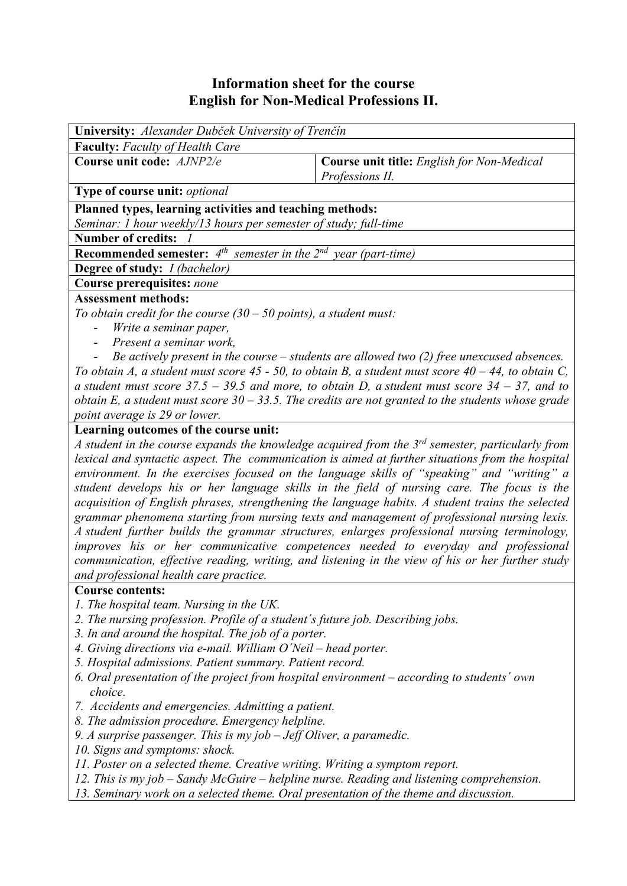# Information sheet for the course
# English for Non-Medical Professions II.

**University:** *Alexander Dubček University of Trenčín*

**Faculty:** *Faculty of Health Care*

| **Course unit code:** *AJNP2/e* | **Course unit title:** *English for Non-Medical Professions II.* |
|---|---|

**Type of course unit:** *optional*

**Planned types, learning activities and teaching methods:**
*Seminar: 1 hour weekly/13 hours per semester of study; full-time*

**Number of credits:** *1*

**Recommended semester:** *4th semester in the 2nd year (part-time)*

**Degree of study:** *I (bachelor)*

**Course prerequisites:** *none*

**Assessment methods:**
*To obtain credit for the course (30 – 50 points), a student must:*
- *Write a seminar paper,*
- *Present a seminar work,*
- *Be actively present in the course – students are allowed two (2) free unexcused absences.*

*To obtain A, a student must score 45 - 50, to obtain B, a student must score 40 – 44, to obtain C, a student must score 37.5 – 39.5 and more, to obtain D, a student must score 34 – 37, and to obtain E, a student must score 30 – 33.5. The credits are not granted to the students whose grade point average is 29 or lower.*

**Learning outcomes of the course unit:**
*A student in the course expands the knowledge acquired from the 3rd semester, particularly from lexical and syntactic aspect. The communication is aimed at further situations from the hospital environment. In the exercises focused on the language skills of "speaking" and "writing" a student develops his or her language skills in the field of nursing care. The focus is the acquisition of English phrases, strengthening the language habits. A student trains the selected grammar phenomena starting from nursing texts and management of professional nursing lexis. A student further builds the grammar structures, enlarges professional nursing terminology, improves his or her communicative competences needed to everyday and professional communication, effective reading, writing, and listening in the view of his or her further study and professional health care practice.*

**Course contents:**
1. *The hospital team. Nursing in the UK.*
2. *The nursing profession. Profile of a student´s future job. Describing jobs.*
3. *In and around the hospital. The job of a porter.*
4. *Giving directions via e-mail. William O´Neil – head porter.*
5. *Hospital admissions. Patient summary. Patient record.*
6. *Oral presentation of the project from hospital environment – according to students´ own choice.*
7. *Accidents and emergencies. Admitting a patient.*
8. *The admission procedure. Emergency helpline.*
9. *A surprise passenger. This is my job – Jeff Oliver, a paramedic.*
10. *Signs and symptoms: shock.*
11. *Poster on a selected theme. Creative writing. Writing a symptom report.*
12. *This is my job – Sandy McGuire – helpline nurse. Reading and listening comprehension.*
13. *Seminary work on a selected theme. Oral presentation of the theme and discussion.*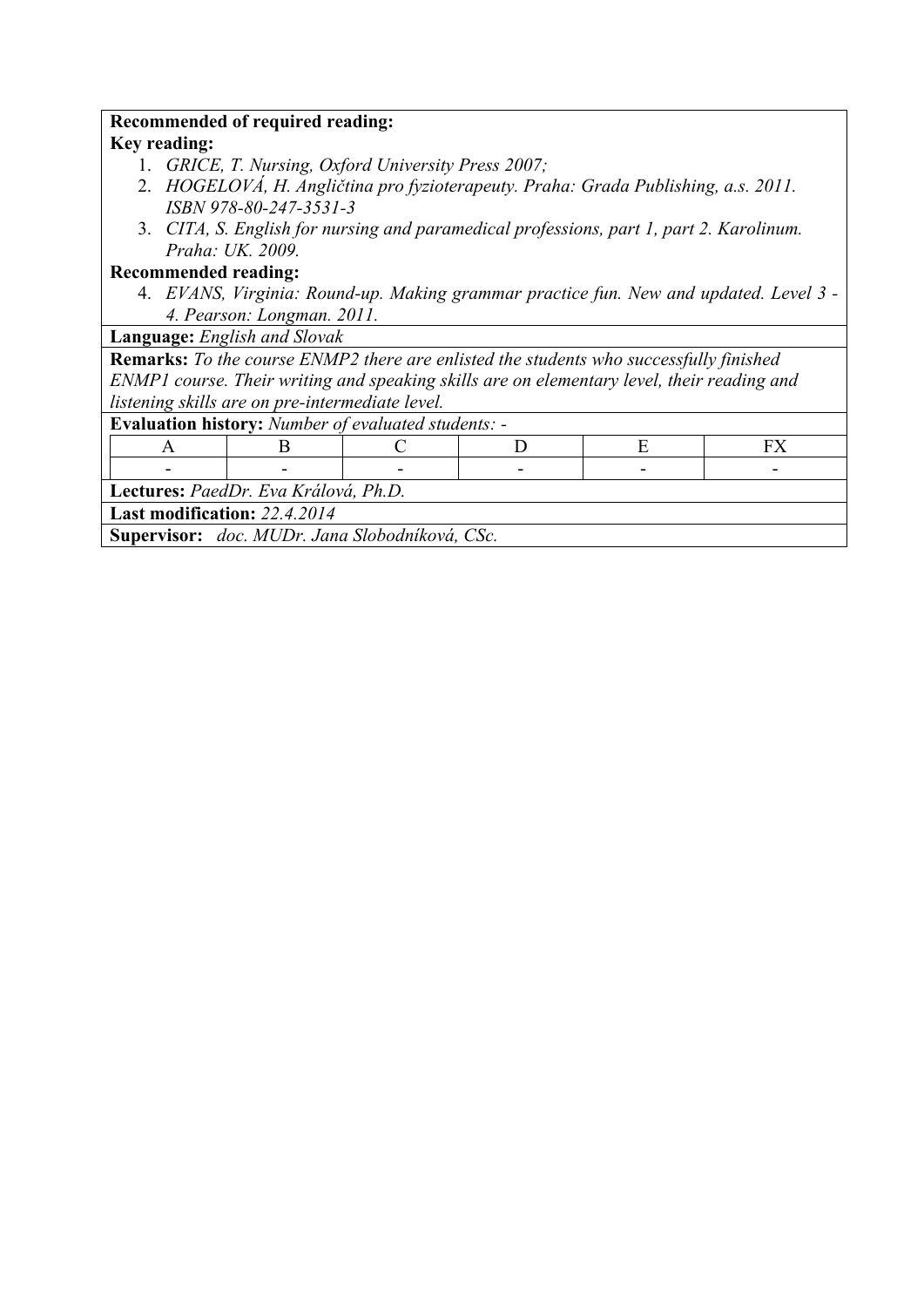**Recommended of required reading:**

**Key reading:**

1. *GRICE, T. Nursing, Oxford University Press 2007;*
2. *HOGELOVÁ, H. Angličtina pro fyzioterapeuty. Praha: Grada Publishing, a.s. 2011. ISBN 978-80-247-3531-3*
3. *CITA, S. English for nursing and paramedical professions, part 1, part 2. Karolinum. Praha: UK. 2009.*

**Recommended reading:**

4. *EVANS, Virginia: Round-up. Making grammar practice fun. New and updated. Level 3 - 4. Pearson: Longman. 2011.*

**Language:** *English and Slovak*

**Remarks:** *To the course ENMP2 there are enlisted the students who successfully finished ENMP1 course. Their writing and speaking skills are on elementary level, their reading and listening skills are on pre-intermediate level.*

**Evaluation history:** *Number of evaluated students: -*

| A | B | C | D | E | FX |
|---|---|---|---|---|---|
| - | - | - | - | - | - |

**Lectures:** *PaedDr. Eva Králová, Ph.D.*

**Last modification:** *22.4.2014*

**Supervisor:** *doc. MUDr. Jana Slobodníková, CSc.*